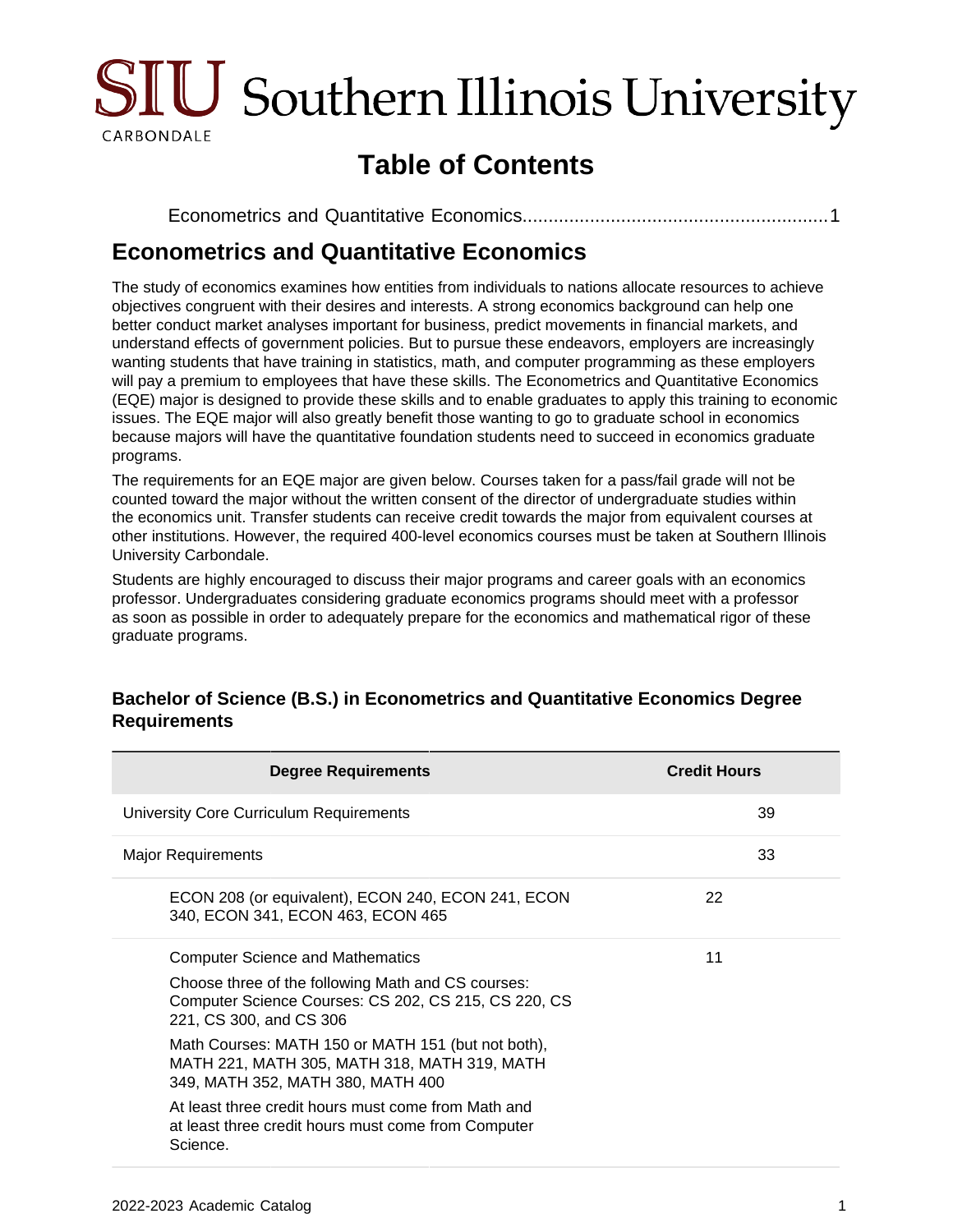Southern Illinois University CARBONDALE

# Table of Contents

Econometrics and Quantitative Economics..........................................................1

# Econometrics and Quantitative Economics

The study of economics examines how entities from individuals to nations allocate resources to achieve objectives congruent with their desires and interests. A strong economics background can help one better conduct market analyses important for business, predict movements in financial markets, and understand effects of government policies. But to pursue these endeavors, employers are increasingly wanting students that have training in statistics, math, and computer programming as these employers will pay a premium to employees that have these skills. The Econometrics and Quantitative Economics (EQE) major is designed to provide these skills and to enable graduates to apply this training to economic issues. The EQE major will also greatly benefit those wanting to go to graduate school in economics because majors will have the quantitative foundation students need to succeed in economics graduate programs.

The requirements for an EQE major are given below. Courses taken for a pass/fail grade will not be counted toward the major without the written consent of the director of undergraduate studies within the economics unit. Transfer students can receive credit towards the major from equivalent courses at other institutions. However, the required 400-level economics courses must be taken at Southern Illinois University Carbondale.

Students are highly encouraged to discuss their major programs and career goals with an economics professor. Undergraduates considering graduate economics programs should meet with a professor as soon as possible in order to adequately prepare for the economics and mathematical rigor of these graduate programs.

### Bachelor of Science (B.S.) in Econometrics and Quantitative Economics Degree Requirements

| Degree Requirements | | Credit Hours |
|---|---|---|
| University Core Curriculum Requirements | | 39 |
| Major Requirements | | 33 |
| ECON 208 (or equivalent), ECON 240, ECON 241, ECON 340, ECON 341, ECON 463, ECON 465 | 22 | |
| Computer Science and Mathematics<br>Choose three of the following Math and CS courses: Computer Science Courses: CS 202, CS 215, CS 220, CS 221, CS 300, and CS 306<br>Math Courses: MATH 150 or MATH 151 (but not both), MATH 221, MATH 305, MATH 318, MATH 319, MATH 349, MATH 352, MATH 380, MATH 400<br>At least three credit hours must come from Math and at least three credit hours must come from Computer Science. | 11 | |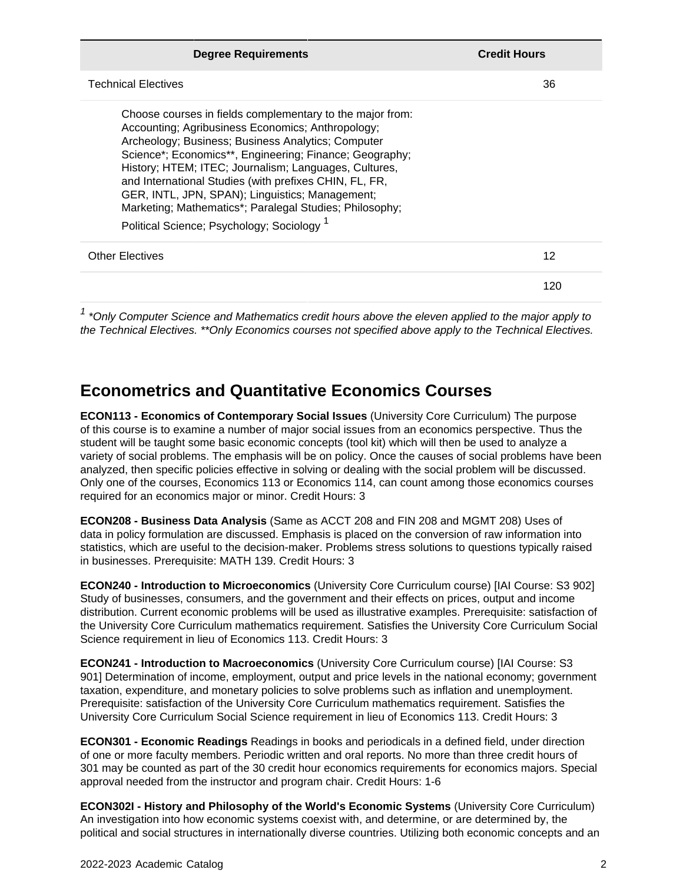| Degree Requirements | Credit Hours |
| --- | --- |
| Technical Electives | 36 |
| Choose courses in fields complementary to the major from: Accounting; Agribusiness Economics; Anthropology; Archeology; Business; Business Analytics; Computer Science*; Economics**, Engineering; Finance; Geography; History; HTEM; ITEC; Journalism; Languages, Cultures, and International Studies (with prefixes CHIN, FL, FR, GER, INTL, JPN, SPAN); Linguistics; Management; Marketing; Mathematics*; Paralegal Studies; Philosophy; Political Science; Psychology; Sociology [1] | |
| Other Electives | 12 |
| | 120 |

[1] *\*Only Computer Science and Mathematics credit hours above the eleven applied to the major apply to the Technical Electives. \*\*Only Economics courses not specified above apply to the Technical Electives.*

## Econometrics and Quantitative Economics Courses

**ECON113 - Economics of Contemporary Social Issues** (University Core Curriculum) The purpose of this course is to examine a number of major social issues from an economics perspective. Thus the student will be taught some basic economic concepts (tool kit) which will then be used to analyze a variety of social problems. The emphasis will be on policy. Once the causes of social problems have been analyzed, then specific policies effective in solving or dealing with the social problem will be discussed. Only one of the courses, Economics 113 or Economics 114, can count among those economics courses required for an economics major or minor. Credit Hours: 3

**ECON208 - Business Data Analysis** (Same as ACCT 208 and FIN 208 and MGMT 208) Uses of data in policy formulation are discussed. Emphasis is placed on the conversion of raw information into statistics, which are useful to the decision-maker. Problems stress solutions to questions typically raised in businesses. Prerequisite: MATH 139. Credit Hours: 3

**ECON240 - Introduction to Microeconomics** (University Core Curriculum course) [IAI Course: S3 902] Study of businesses, consumers, and the government and their effects on prices, output and income distribution. Current economic problems will be used as illustrative examples. Prerequisite: satisfaction of the University Core Curriculum mathematics requirement. Satisfies the University Core Curriculum Social Science requirement in lieu of Economics 113. Credit Hours: 3

**ECON241 - Introduction to Macroeconomics** (University Core Curriculum course) [IAI Course: S3 901] Determination of income, employment, output and price levels in the national economy; government taxation, expenditure, and monetary policies to solve problems such as inflation and unemployment. Prerequisite: satisfaction of the University Core Curriculum mathematics requirement. Satisfies the University Core Curriculum Social Science requirement in lieu of Economics 113. Credit Hours: 3

**ECON301 - Economic Readings** Readings in books and periodicals in a defined field, under direction of one or more faculty members. Periodic written and oral reports. No more than three credit hours of 301 may be counted as part of the 30 credit hour economics requirements for economics majors. Special approval needed from the instructor and program chair. Credit Hours: 1-6

**ECON302I - History and Philosophy of the World's Economic Systems** (University Core Curriculum) An investigation into how economic systems coexist with, and determine, or are determined by, the political and social structures in internationally diverse countries. Utilizing both economic concepts and an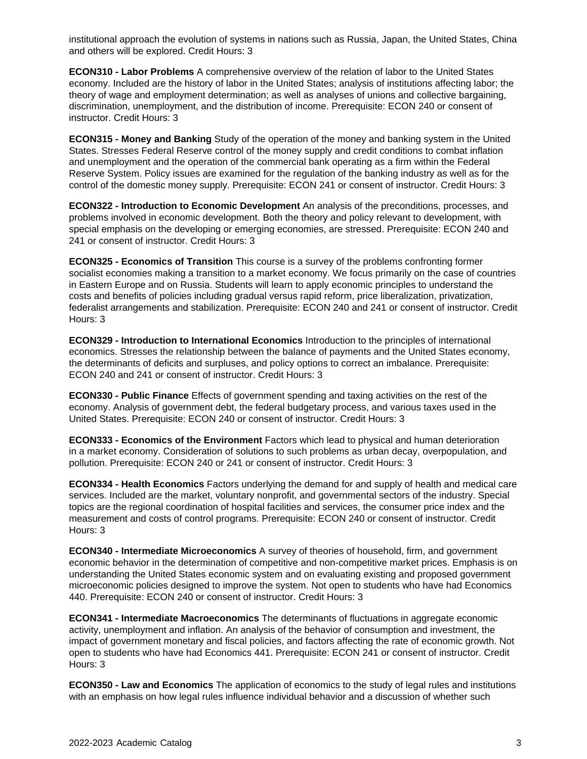institutional approach the evolution of systems in nations such as Russia, Japan, the United States, China and others will be explored. Credit Hours: 3

**ECON310 - Labor Problems** A comprehensive overview of the relation of labor to the United States economy. Included are the history of labor in the United States; analysis of institutions affecting labor; the theory of wage and employment determination; as well as analyses of unions and collective bargaining, discrimination, unemployment, and the distribution of income. Prerequisite: ECON 240 or consent of instructor. Credit Hours: 3

**ECON315 - Money and Banking** Study of the operation of the money and banking system in the United States. Stresses Federal Reserve control of the money supply and credit conditions to combat inflation and unemployment and the operation of the commercial bank operating as a firm within the Federal Reserve System. Policy issues are examined for the regulation of the banking industry as well as for the control of the domestic money supply. Prerequisite: ECON 241 or consent of instructor. Credit Hours: 3

**ECON322 - Introduction to Economic Development** An analysis of the preconditions, processes, and problems involved in economic development. Both the theory and policy relevant to development, with special emphasis on the developing or emerging economies, are stressed. Prerequisite: ECON 240 and 241 or consent of instructor. Credit Hours: 3

**ECON325 - Economics of Transition** This course is a survey of the problems confronting former socialist economies making a transition to a market economy. We focus primarily on the case of countries in Eastern Europe and on Russia. Students will learn to apply economic principles to understand the costs and benefits of policies including gradual versus rapid reform, price liberalization, privatization, federalist arrangements and stabilization. Prerequisite: ECON 240 and 241 or consent of instructor. Credit Hours: 3

**ECON329 - Introduction to International Economics** Introduction to the principles of international economics. Stresses the relationship between the balance of payments and the United States economy, the determinants of deficits and surpluses, and policy options to correct an imbalance. Prerequisite: ECON 240 and 241 or consent of instructor. Credit Hours: 3

**ECON330 - Public Finance** Effects of government spending and taxing activities on the rest of the economy. Analysis of government debt, the federal budgetary process, and various taxes used in the United States. Prerequisite: ECON 240 or consent of instructor. Credit Hours: 3

**ECON333 - Economics of the Environment** Factors which lead to physical and human deterioration in a market economy. Consideration of solutions to such problems as urban decay, overpopulation, and pollution. Prerequisite: ECON 240 or 241 or consent of instructor. Credit Hours: 3

**ECON334 - Health Economics** Factors underlying the demand for and supply of health and medical care services. Included are the market, voluntary nonprofit, and governmental sectors of the industry. Special topics are the regional coordination of hospital facilities and services, the consumer price index and the measurement and costs of control programs. Prerequisite: ECON 240 or consent of instructor. Credit Hours: 3

**ECON340 - Intermediate Microeconomics** A survey of theories of household, firm, and government economic behavior in the determination of competitive and non-competitive market prices. Emphasis is on understanding the United States economic system and on evaluating existing and proposed government microeconomic policies designed to improve the system. Not open to students who have had Economics 440. Prerequisite: ECON 240 or consent of instructor. Credit Hours: 3

**ECON341 - Intermediate Macroeconomics** The determinants of fluctuations in aggregate economic activity, unemployment and inflation. An analysis of the behavior of consumption and investment, the impact of government monetary and fiscal policies, and factors affecting the rate of economic growth. Not open to students who have had Economics 441. Prerequisite: ECON 241 or consent of instructor. Credit Hours: 3

**ECON350 - Law and Economics** The application of economics to the study of legal rules and institutions with an emphasis on how legal rules influence individual behavior and a discussion of whether such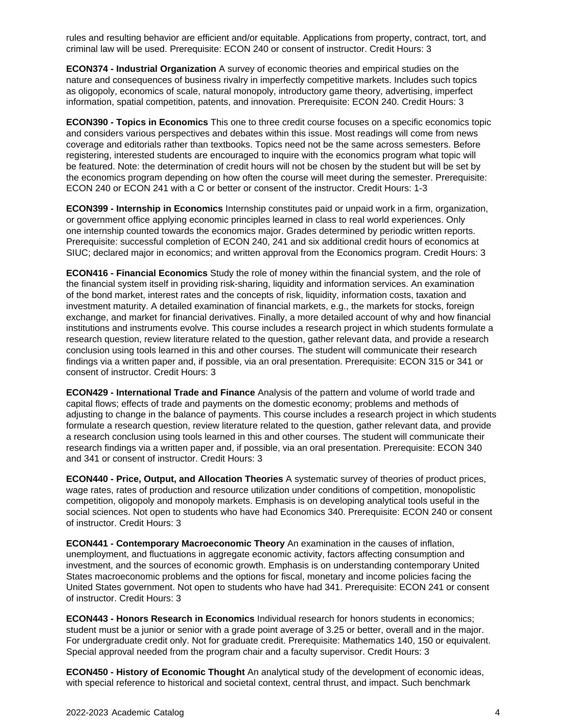rules and resulting behavior are efficient and/or equitable. Applications from property, contract, tort, and criminal law will be used. Prerequisite: ECON 240 or consent of instructor. Credit Hours: 3

**ECON374 - Industrial Organization** A survey of economic theories and empirical studies on the nature and consequences of business rivalry in imperfectly competitive markets. Includes such topics as oligopoly, economics of scale, natural monopoly, introductory game theory, advertising, imperfect information, spatial competition, patents, and innovation. Prerequisite: ECON 240. Credit Hours: 3

**ECON390 - Topics in Economics** This one to three credit course focuses on a specific economics topic and considers various perspectives and debates within this issue. Most readings will come from news coverage and editorials rather than textbooks. Topics need not be the same across semesters. Before registering, interested students are encouraged to inquire with the economics program what topic will be featured. Note: the determination of credit hours will not be chosen by the student but will be set by the economics program depending on how often the course will meet during the semester. Prerequisite: ECON 240 or ECON 241 with a C or better or consent of the instructor. Credit Hours: 1-3

**ECON399 - Internship in Economics** Internship constitutes paid or unpaid work in a firm, organization, or government office applying economic principles learned in class to real world experiences. Only one internship counted towards the economics major. Grades determined by periodic written reports. Prerequisite: successful completion of ECON 240, 241 and six additional credit hours of economics at SIUC; declared major in economics; and written approval from the Economics program. Credit Hours: 3

**ECON416 - Financial Economics** Study the role of money within the financial system, and the role of the financial system itself in providing risk-sharing, liquidity and information services. An examination of the bond market, interest rates and the concepts of risk, liquidity, information costs, taxation and investment maturity. A detailed examination of financial markets, e.g., the markets for stocks, foreign exchange, and market for financial derivatives. Finally, a more detailed account of why and how financial institutions and instruments evolve. This course includes a research project in which students formulate a research question, review literature related to the question, gather relevant data, and provide a research conclusion using tools learned in this and other courses. The student will communicate their research findings via a written paper and, if possible, via an oral presentation. Prerequisite: ECON 315 or 341 or consent of instructor. Credit Hours: 3

**ECON429 - International Trade and Finance** Analysis of the pattern and volume of world trade and capital flows; effects of trade and payments on the domestic economy; problems and methods of adjusting to change in the balance of payments. This course includes a research project in which students formulate a research question, review literature related to the question, gather relevant data, and provide a research conclusion using tools learned in this and other courses. The student will communicate their research findings via a written paper and, if possible, via an oral presentation. Prerequisite: ECON 340 and 341 or consent of instructor. Credit Hours: 3

**ECON440 - Price, Output, and Allocation Theories** A systematic survey of theories of product prices, wage rates, rates of production and resource utilization under conditions of competition, monopolistic competition, oligopoly and monopoly markets. Emphasis is on developing analytical tools useful in the social sciences. Not open to students who have had Economics 340. Prerequisite: ECON 240 or consent of instructor. Credit Hours: 3

**ECON441 - Contemporary Macroeconomic Theory** An examination in the causes of inflation, unemployment, and fluctuations in aggregate economic activity, factors affecting consumption and investment, and the sources of economic growth. Emphasis is on understanding contemporary United States macroeconomic problems and the options for fiscal, monetary and income policies facing the United States government. Not open to students who have had 341. Prerequisite: ECON 241 or consent of instructor. Credit Hours: 3

**ECON443 - Honors Research in Economics** Individual research for honors students in economics; student must be a junior or senior with a grade point average of 3.25 or better, overall and in the major. For undergraduate credit only. Not for graduate credit. Prerequisite: Mathematics 140, 150 or equivalent. Special approval needed from the program chair and a faculty supervisor. Credit Hours: 3

**ECON450 - History of Economic Thought** An analytical study of the development of economic ideas, with special reference to historical and societal context, central thrust, and impact. Such benchmark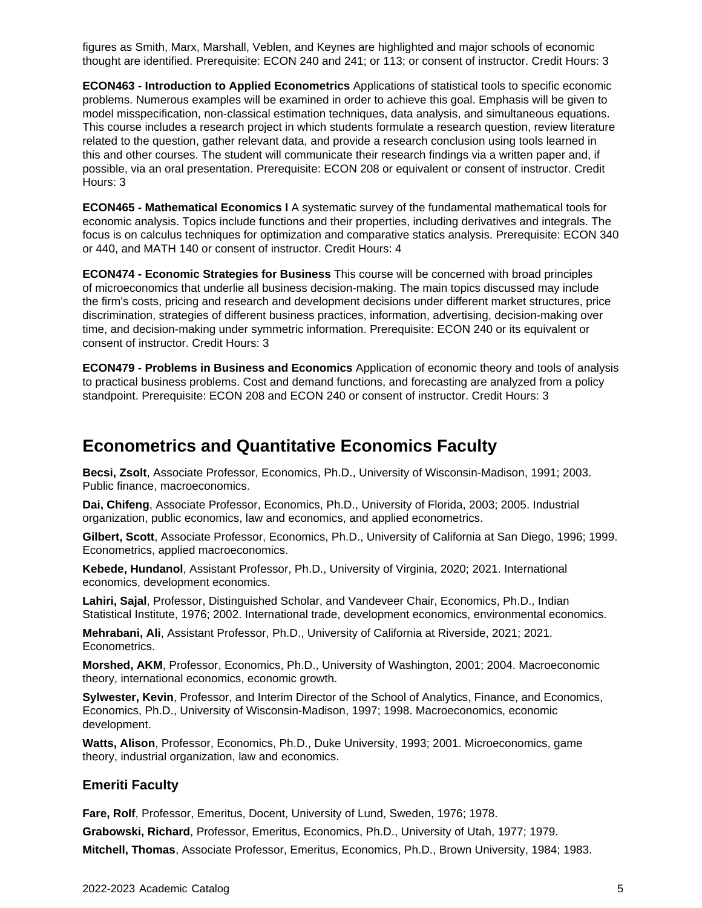figures as Smith, Marx, Marshall, Veblen, and Keynes are highlighted and major schools of economic thought are identified. Prerequisite: ECON 240 and 241; or 113; or consent of instructor. Credit Hours: 3

**ECON463 - Introduction to Applied Econometrics** Applications of statistical tools to specific economic problems. Numerous examples will be examined in order to achieve this goal. Emphasis will be given to model misspecification, non-classical estimation techniques, data analysis, and simultaneous equations. This course includes a research project in which students formulate a research question, review literature related to the question, gather relevant data, and provide a research conclusion using tools learned in this and other courses. The student will communicate their research findings via a written paper and, if possible, via an oral presentation. Prerequisite: ECON 208 or equivalent or consent of instructor. Credit Hours: 3

**ECON465 - Mathematical Economics I** A systematic survey of the fundamental mathematical tools for economic analysis. Topics include functions and their properties, including derivatives and integrals. The focus is on calculus techniques for optimization and comparative statics analysis. Prerequisite: ECON 340 or 440, and MATH 140 or consent of instructor. Credit Hours: 4

**ECON474 - Economic Strategies for Business** This course will be concerned with broad principles of microeconomics that underlie all business decision-making. The main topics discussed may include the firm's costs, pricing and research and development decisions under different market structures, price discrimination, strategies of different business practices, information, advertising, decision-making over time, and decision-making under symmetric information. Prerequisite: ECON 240 or its equivalent or consent of instructor. Credit Hours: 3

**ECON479 - Problems in Business and Economics** Application of economic theory and tools of analysis to practical business problems. Cost and demand functions, and forecasting are analyzed from a policy standpoint. Prerequisite: ECON 208 and ECON 240 or consent of instructor. Credit Hours: 3

## Econometrics and Quantitative Economics Faculty

**Becsi, Zsolt**, Associate Professor, Economics, Ph.D., University of Wisconsin-Madison, 1991; 2003. Public finance, macroeconomics.

**Dai, Chifeng**, Associate Professor, Economics, Ph.D., University of Florida, 2003; 2005. Industrial organization, public economics, law and economics, and applied econometrics.

**Gilbert, Scott**, Associate Professor, Economics, Ph.D., University of California at San Diego, 1996; 1999. Econometrics, applied macroeconomics.

**Kebede, Hundanol**, Assistant Professor, Ph.D., University of Virginia, 2020; 2021. International economics, development economics.

**Lahiri, Sajal**, Professor, Distinguished Scholar, and Vandeveer Chair, Economics, Ph.D., Indian Statistical Institute, 1976; 2002. International trade, development economics, environmental economics.

**Mehrabani, Ali**, Assistant Professor, Ph.D., University of California at Riverside, 2021; 2021. Econometrics.

**Morshed, AKM**, Professor, Economics, Ph.D., University of Washington, 2001; 2004. Macroeconomic theory, international economics, economic growth.

**Sylwester, Kevin**, Professor, and Interim Director of the School of Analytics, Finance, and Economics, Economics, Ph.D., University of Wisconsin-Madison, 1997; 1998. Macroeconomics, economic development.

**Watts, Alison**, Professor, Economics, Ph.D., Duke University, 1993; 2001. Microeconomics, game theory, industrial organization, law and economics.

### Emeriti Faculty

**Fare, Rolf**, Professor, Emeritus, Docent, University of Lund, Sweden, 1976; 1978.

**Grabowski, Richard**, Professor, Emeritus, Economics, Ph.D., University of Utah, 1977; 1979.

**Mitchell, Thomas**, Associate Professor, Emeritus, Economics, Ph.D., Brown University, 1984; 1983.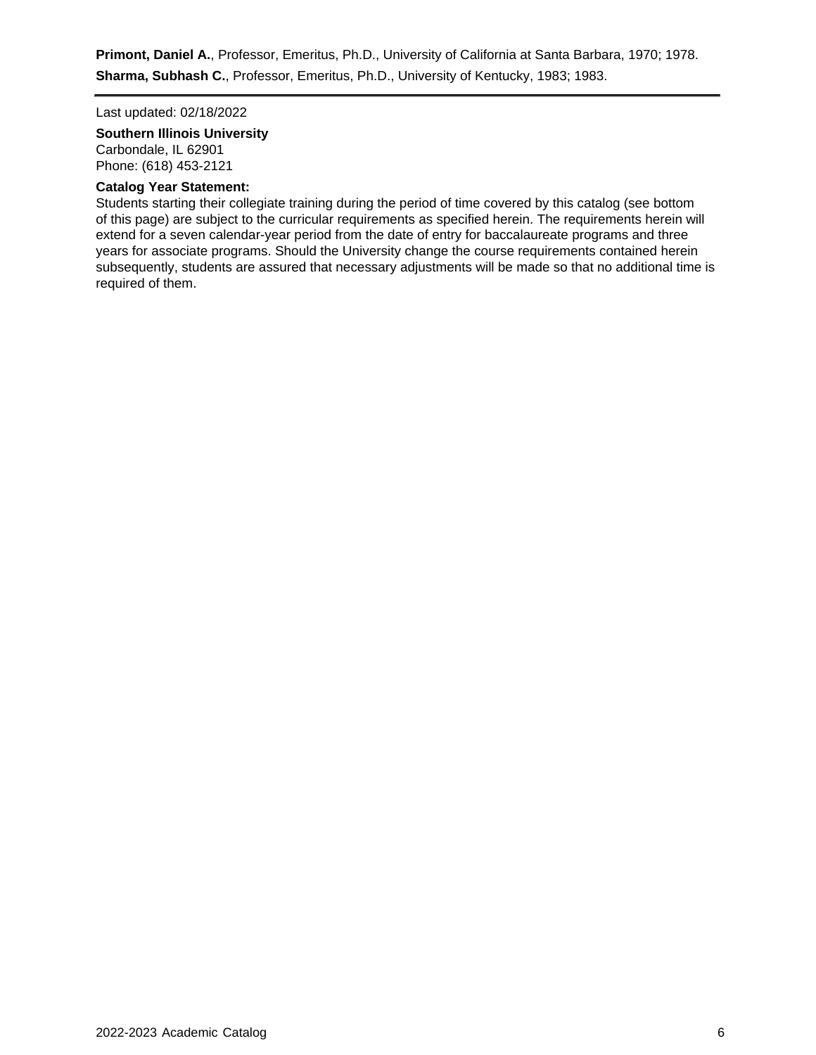**Primont, Daniel A.**, Professor, Emeritus, Ph.D., University of California at Santa Barbara, 1970; 1978.

**Sharma, Subhash C.**, Professor, Emeritus, Ph.D., University of Kentucky, 1983; 1983.

---

Last updated: 02/18/2022

**Southern Illinois University**
Carbondale, IL 62901
Phone: (618) 453-2121

**Catalog Year Statement:**
Students starting their collegiate training during the period of time covered by this catalog (see bottom of this page) are subject to the curricular requirements as specified herein. The requirements herein will extend for a seven calendar-year period from the date of entry for baccalaureate programs and three years for associate programs. Should the University change the course requirements contained herein subsequently, students are assured that necessary adjustments will be made so that no additional time is required of them.